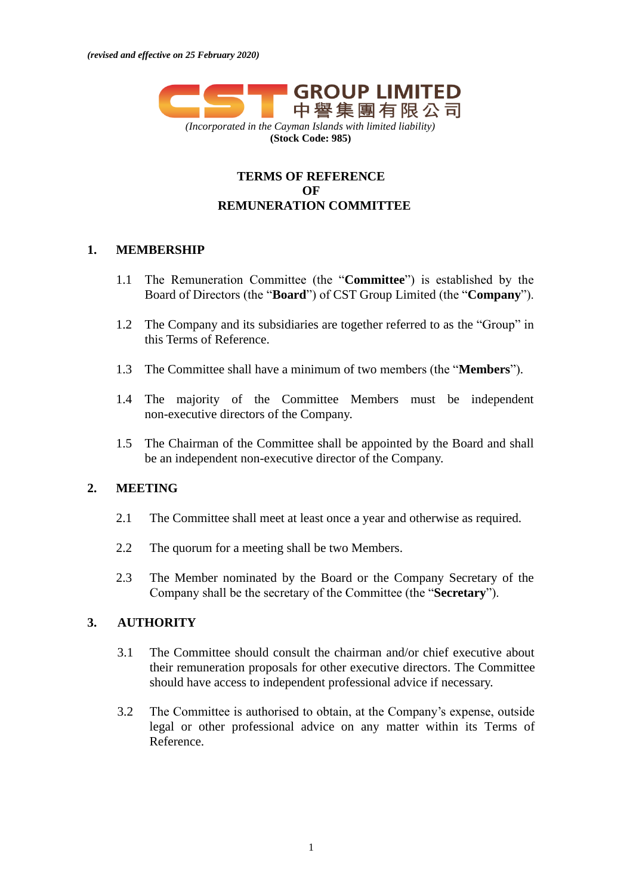*(revised and effective on 25 February 2020)*

**CST GROUP LIMITED**
**中譽集團有限公司**

*(Incorporated in the Cayman Islands with limited liability)*
**(Stock Code: 985)**

# TERMS OF REFERENCE OF REMUNERATION COMMITTEE

## 1. MEMBERSHIP

1.1 The Remuneration Committee (the "**Committee**") is established by the Board of Directors (the "**Board**") of CST Group Limited (the "**Company**").

1.2 The Company and its subsidiaries are together referred to as the "Group" in this Terms of Reference.

1.3 The Committee shall have a minimum of two members (the "**Members**").

1.4 The majority of the Committee Members must be independent non-executive directors of the Company.

1.5 The Chairman of the Committee shall be appointed by the Board and shall be an independent non-executive director of the Company.

## 2. MEETING

2.1 The Committee shall meet at least once a year and otherwise as required.

2.2 The quorum for a meeting shall be two Members.

2.3 The Member nominated by the Board or the Company Secretary of the Company shall be the secretary of the Committee (the "**Secretary**").

## 3. AUTHORITY

3.1 The Committee should consult the chairman and/or chief executive about their remuneration proposals for other executive directors. The Committee should have access to independent professional advice if necessary.

3.2 The Committee is authorised to obtain, at the Company's expense, outside legal or other professional advice on any matter within its Terms of Reference.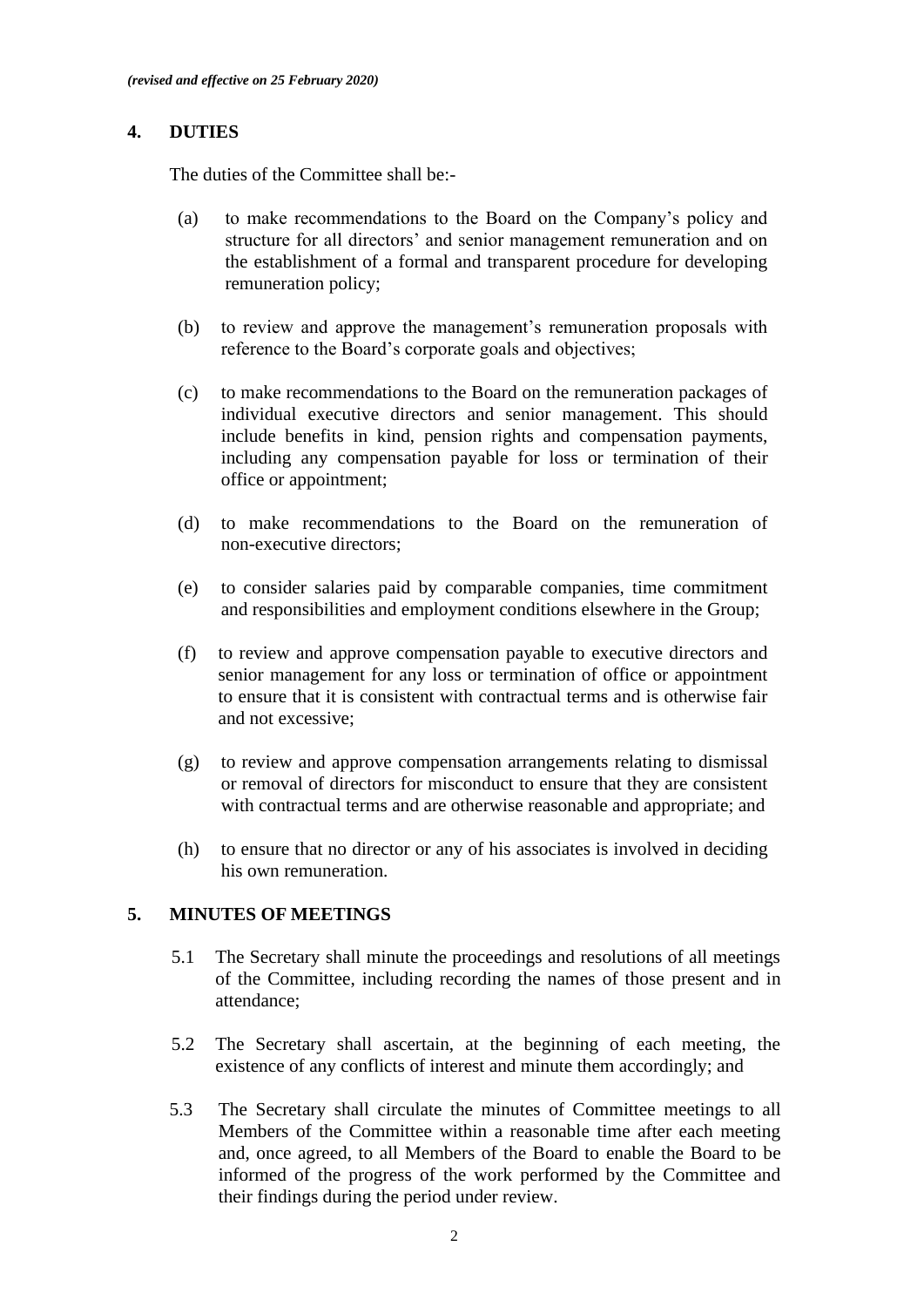*(revised and effective on 25 February 2020)*

## 4. DUTIES

The duties of the Committee shall be:-

(a) to make recommendations to the Board on the Company's policy and structure for all directors' and senior management remuneration and on the establishment of a formal and transparent procedure for developing remuneration policy;

(b) to review and approve the management's remuneration proposals with reference to the Board's corporate goals and objectives;

(c) to make recommendations to the Board on the remuneration packages of individual executive directors and senior management. This should include benefits in kind, pension rights and compensation payments, including any compensation payable for loss or termination of their office or appointment;

(d) to make recommendations to the Board on the remuneration of non-executive directors;

(e) to consider salaries paid by comparable companies, time commitment and responsibilities and employment conditions elsewhere in the Group;

(f) to review and approve compensation payable to executive directors and senior management for any loss or termination of office or appointment to ensure that it is consistent with contractual terms and is otherwise fair and not excessive;

(g) to review and approve compensation arrangements relating to dismissal or removal of directors for misconduct to ensure that they are consistent with contractual terms and are otherwise reasonable and appropriate; and

(h) to ensure that no director or any of his associates is involved in deciding his own remuneration.

## 5. MINUTES OF MEETINGS

5.1 The Secretary shall minute the proceedings and resolutions of all meetings of the Committee, including recording the names of those present and in attendance;

5.2 The Secretary shall ascertain, at the beginning of each meeting, the existence of any conflicts of interest and minute them accordingly; and

5.3 The Secretary shall circulate the minutes of Committee meetings to all Members of the Committee within a reasonable time after each meeting and, once agreed, to all Members of the Board to enable the Board to be informed of the progress of the work performed by the Committee and their findings during the period under review.